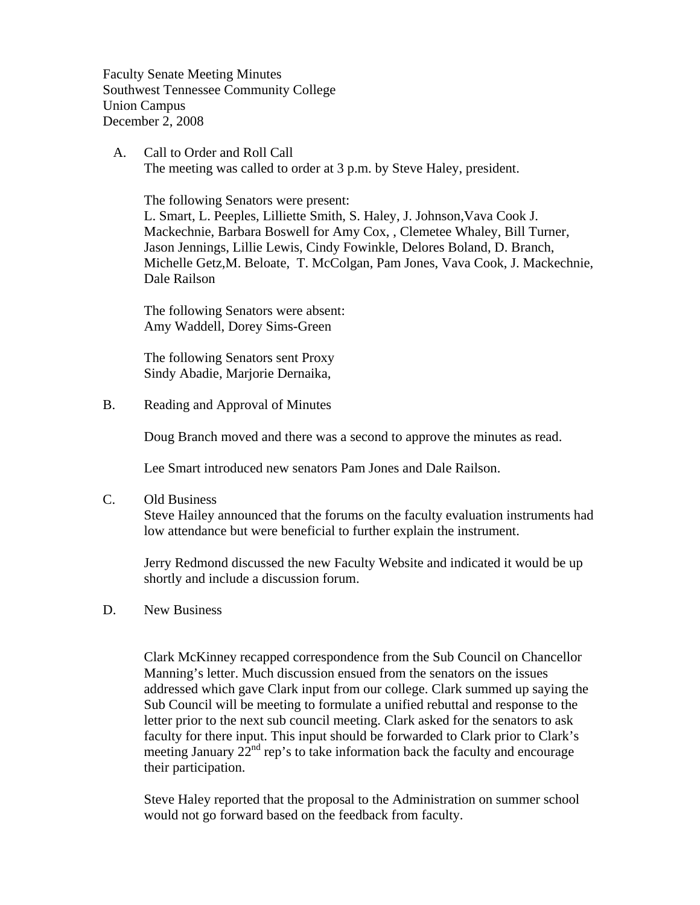Faculty Senate Meeting Minutes
Southwest Tennessee Community College
Union Campus
December 2, 2008

A. Call to Order and Roll Call
   The meeting was called to order at 3 p.m. by Steve Haley, president.

   The following Senators were present:
   L. Smart, L. Peeples, Lilliette Smith, S. Haley, J. Johnson,Vava Cook J. Mackechnie, Barbara Boswell for Amy Cox, , Clemetee Whaley, Bill Turner, Jason Jennings, Lillie Lewis, Cindy Fowinkle, Delores Boland, D. Branch, Michelle Getz,M. Beloate, T. McColgan, Pam Jones, Vava Cook, J. Mackechnie, Dale Railson

   The following Senators were absent:
   Amy Waddell, Dorey Sims-Green

   The following Senators sent Proxy
   Sindy Abadie, Marjorie Dernaika,

B. Reading and Approval of Minutes

   Doug Branch moved and there was a second to approve the minutes as read.

   Lee Smart introduced new senators Pam Jones and Dale Railson.

C. Old Business
   Steve Hailey announced that the forums on the faculty evaluation instruments had low attendance but were beneficial to further explain the instrument.

   Jerry Redmond discussed the new Faculty Website and indicated it would be up shortly and include a discussion forum.

D. New Business

   Clark McKinney recapped correspondence from the Sub Council on Chancellor Manning's letter. Much discussion ensued from the senators on the issues addressed which gave Clark input from our college. Clark summed up saying the Sub Council will be meeting to formulate a unified rebuttal and response to the letter prior to the next sub council meeting. Clark asked for the senators to ask faculty for there input. This input should be forwarded to Clark prior to Clark's meeting January 22nd rep's to take information back the faculty and encourage their participation.

   Steve Haley reported that the proposal to the Administration on summer school would not go forward based on the feedback from faculty.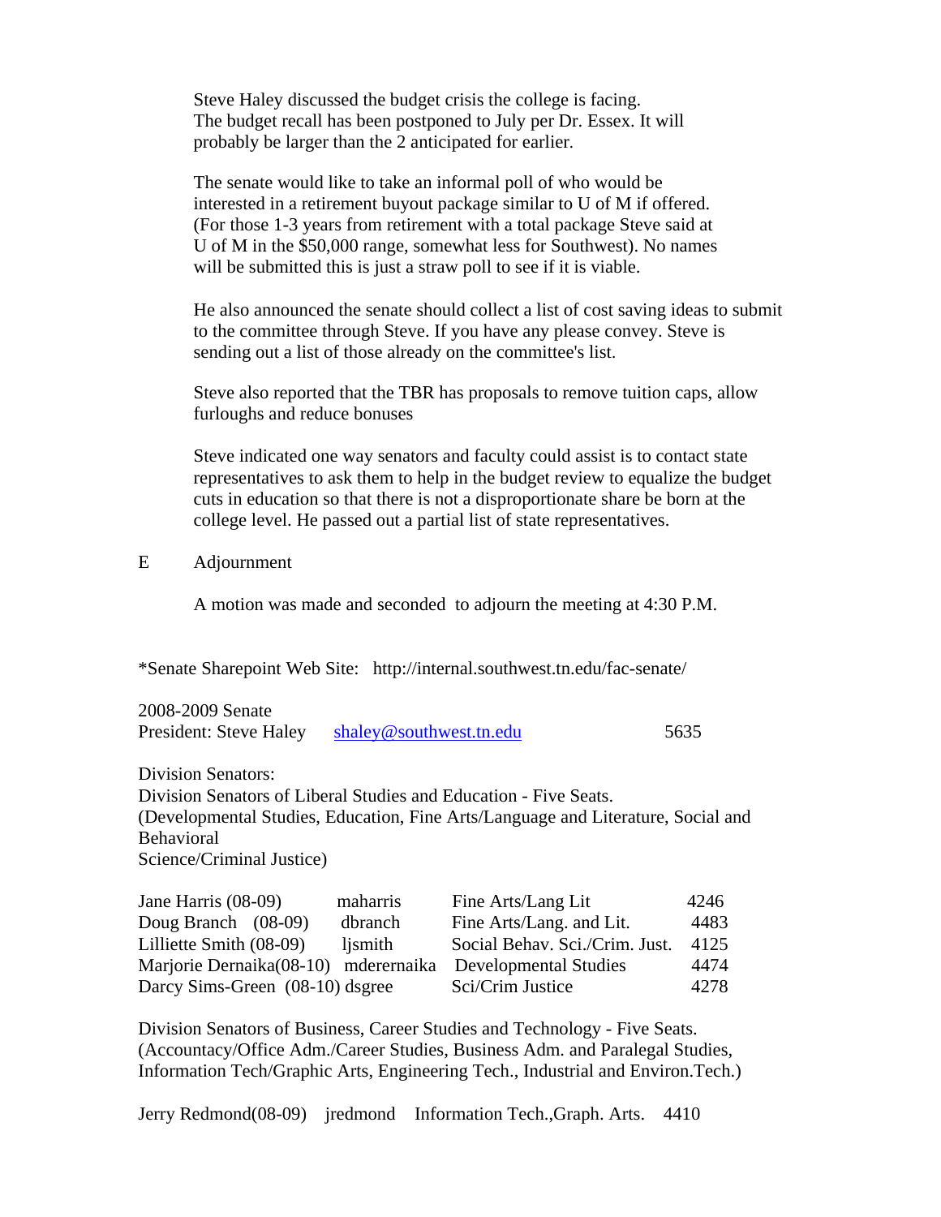Steve Haley discussed the budget crisis the college is facing. The budget recall has been postponed to July per Dr. Essex. It will probably be larger than the 2 anticipated for earlier.

The senate would like to take an informal poll of who would be interested in a retirement buyout package similar to U of M if offered. (For those 1-3 years from retirement with a total package Steve said at U of M in the $50,000 range, somewhat less for Southwest). No names will be submitted this is just a straw poll to see if it is viable.

He also announced the senate should collect a list of cost saving ideas to submit to the committee through Steve. If you have any please convey. Steve is sending out a list of those already on the committee's list.

Steve also reported that the TBR has proposals to remove tuition caps, allow furloughs and reduce bonuses

Steve indicated one way senators and faculty could assist is to contact state representatives to ask them to help in the budget review to equalize the budget cuts in education so that there is not a disproportionate share be born at the college level. He passed out a partial list of state representatives.

E Adjournment

A motion was made and seconded to adjourn the meeting at 4:30 P.M.

*Senate Sharepoint Web Site: http://internal.southwest.tn.edu/fac-senate/

2008-2009 Senate
President: Steve Haley shaley@southwest.tn.edu 5635

Division Senators:
Division Senators of Liberal Studies and Education - Five Seats.
(Developmental Studies, Education, Fine Arts/Language and Literature, Social and Behavioral Science/Criminal Justice)

| | | | |
|---|---|---|---|
| Jane Harris (08-09) | maharris | Fine Arts/Lang Lit | 4246 |
| Doug Branch (08-09) | dbranch | Fine Arts/Lang. and Lit. | 4483 |
| Lilliette Smith (08-09) | ljsmith | Social Behav. Sci./Crim. Just. | 4125 |
| Marjorie Dernaika(08-10) | mderernaika | Developmental Studies | 4474 |
| Darcy Sims-Green (08-10) | dsgree | Sci/Crim Justice | 4278 |

Division Senators of Business, Career Studies and Technology - Five Seats.
(Accountacy/Office Adm./Career Studies, Business Adm. and Paralegal Studies, Information Tech/Graphic Arts, Engineering Tech., Industrial and Environ.Tech.)

| | | | |
|---|---|---|---|
| Jerry Redmond(08-09) | jredmond | Information Tech.,Graph. Arts. | 4410 |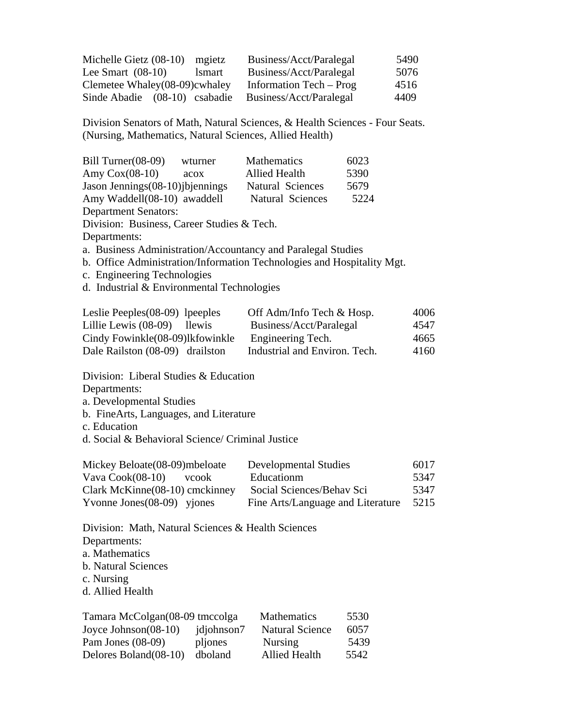| | | | |
|---|---|---|---|
| Michelle Gietz (08-10) | mgietz | Business/Acct/Paralegal | 5490 |
| Lee Smart (08-10) | lsmart | Business/Acct/Paralegal | 5076 |
| Clemetee Whaley(08-09) | cwhaley | Information Tech – Prog | 4516 |
| Sinde Abadie (08-10) | csabadie | Business/Acct/Paralegal | 4409 |

Division Senators of Math, Natural Sciences, & Health Sciences - Four Seats.
(Nursing, Mathematics, Natural Sciences, Allied Health)

| | | | |
|---|---|---|---|
| Bill Turner(08-09) | wturner | Mathematics | 6023 |
| Amy Cox(08-10) | acox | Allied Health | 5390 |
| Jason Jennings(08-10) | jbjennings | Natural Sciences | 5679 |
| Amy Waddell(08-10) | awaddell | Natural Sciences | 5224 |

Department Senators:

Division: Business, Career Studies & Tech.

Departments:

a. Business Administration/Accountancy and Paralegal Studies
b. Office Administration/Information Technologies and Hospitality Mgt.
c. Engineering Technologies
d. Industrial & Environmental Technologies

| | | | |
|---|---|---|---|
| Leslie Peeples(08-09) | lpeeples | Off Adm/Info Tech & Hosp. | 4006 |
| Lillie Lewis (08-09) | llewis | Business/Acct/Paralegal | 4547 |
| Cindy Fowinkle(08-09) | lkfowinkle | Engineering Tech. | 4665 |
| Dale Railston (08-09) | drailston | Industrial and Environ. Tech. | 4160 |

Division: Liberal Studies & Education

Departments:

a. Developmental Studies
b. FineArts, Languages, and Literature
c. Education
d. Social & Behavioral Science/ Criminal Justice

| | | | |
|---|---|---|---|
| Mickey Beloate(08-09) | mbeloate | Developmental Studies | 6017 |
| Vava Cook(08-10) | vcook | Educationm | 5347 |
| Clark McKinne(08-10) | cmckinney | Social Sciences/Behav Sci | 5347 |
| Yvonne Jones(08-09) | yjones | Fine Arts/Language and Literature | 5215 |

Division: Math, Natural Sciences & Health Sciences

Departments:

a. Mathematics
b. Natural Sciences
c. Nursing
d. Allied Health

| | | | |
|---|---|---|---|
| Tamara McColgan(08-09 | tmccolga | Mathematics | 5530 |
| Joyce Johnson(08-10) | jdjohnson7 | Natural Science | 6057 |
| Pam Jones (08-09) | pljones | Nursing | 5439 |
| Delores Boland(08-10) | dboland | Allied Health | 5542 |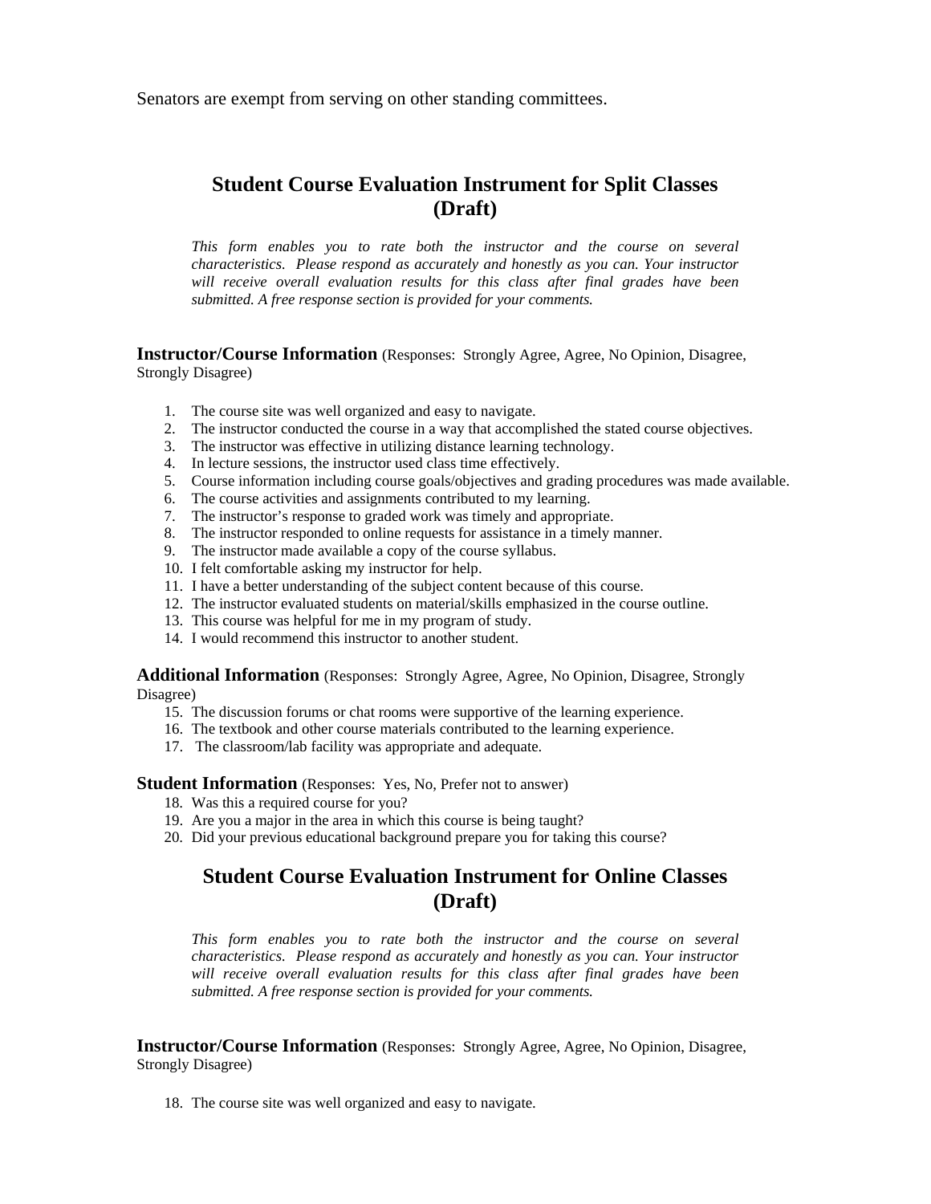Senators are exempt from serving on other standing committees.

## Student Course Evaluation Instrument for Split Classes (Draft)

*This form enables you to rate both the instructor and the course on several characteristics. Please respond as accurately and honestly as you can. Your instructor will receive overall evaluation results for this class after final grades have been submitted. A free response section is provided for your comments.*

**Instructor/Course Information** (Responses: Strongly Agree, Agree, No Opinion, Disagree, Strongly Disagree)

1. The course site was well organized and easy to navigate.
2. The instructor conducted the course in a way that accomplished the stated course objectives.
3. The instructor was effective in utilizing distance learning technology.
4. In lecture sessions, the instructor used class time effectively.
5. Course information including course goals/objectives and grading procedures was made available.
6. The course activities and assignments contributed to my learning.
7. The instructor's response to graded work was timely and appropriate.
8. The instructor responded to online requests for assistance in a timely manner.
9. The instructor made available a copy of the course syllabus.
10. I felt comfortable asking my instructor for help.
11. I have a better understanding of the subject content because of this course.
12. The instructor evaluated students on material/skills emphasized in the course outline.
13. This course was helpful for me in my program of study.
14. I would recommend this instructor to another student.

**Additional Information** (Responses: Strongly Agree, Agree, No Opinion, Disagree, Strongly Disagree)

15. The discussion forums or chat rooms were supportive of the learning experience.
16. The textbook and other course materials contributed to the learning experience.
17. The classroom/lab facility was appropriate and adequate.

**Student Information** (Responses: Yes, No, Prefer not to answer)

18. Was this a required course for you?
19. Are you a major in the area in which this course is being taught?
20. Did your previous educational background prepare you for taking this course?

## Student Course Evaluation Instrument for Online Classes (Draft)

*This form enables you to rate both the instructor and the course on several characteristics. Please respond as accurately and honestly as you can. Your instructor will receive overall evaluation results for this class after final grades have been submitted. A free response section is provided for your comments.*

**Instructor/Course Information** (Responses: Strongly Agree, Agree, No Opinion, Disagree, Strongly Disagree)

18. The course site was well organized and easy to navigate.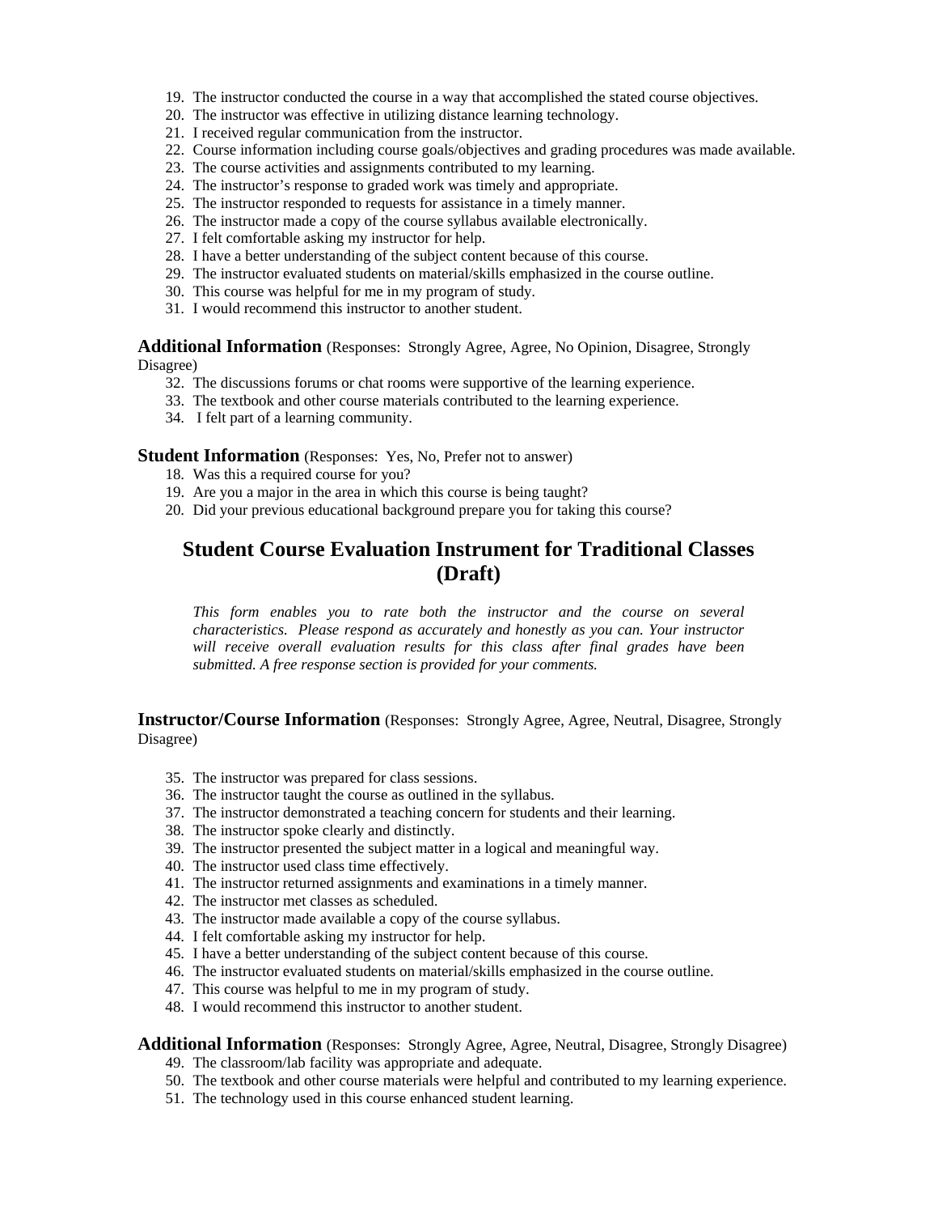19. The instructor conducted the course in a way that accomplished the stated course objectives.
20. The instructor was effective in utilizing distance learning technology.
21. I received regular communication from the instructor.
22. Course information including course goals/objectives and grading procedures was made available.
23. The course activities and assignments contributed to my learning.
24. The instructor's response to graded work was timely and appropriate.
25. The instructor responded to requests for assistance in a timely manner.
26. The instructor made a copy of the course syllabus available electronically.
27. I felt comfortable asking my instructor for help.
28. I have a better understanding of the subject content because of this course.
29. The instructor evaluated students on material/skills emphasized in the course outline.
30. This course was helpful for me in my program of study.
31. I would recommend this instructor to another student.

**Additional Information** (Responses: Strongly Agree, Agree, No Opinion, Disagree, Strongly Disagree)

32. The discussions forums or chat rooms were supportive of the learning experience.
33. The textbook and other course materials contributed to the learning experience.
34. I felt part of a learning community.

**Student Information** (Responses: Yes, No, Prefer not to answer)

18. Was this a required course for you?
19. Are you a major in the area in which this course is being taught?
20. Did your previous educational background prepare you for taking this course?

## Student Course Evaluation Instrument for Traditional Classes (Draft)

*This form enables you to rate both the instructor and the course on several characteristics. Please respond as accurately and honestly as you can. Your instructor will receive overall evaluation results for this class after final grades have been submitted. A free response section is provided for your comments.*

**Instructor/Course Information** (Responses: Strongly Agree, Agree, Neutral, Disagree, Strongly Disagree)

35. The instructor was prepared for class sessions.
36. The instructor taught the course as outlined in the syllabus.
37. The instructor demonstrated a teaching concern for students and their learning.
38. The instructor spoke clearly and distinctly.
39. The instructor presented the subject matter in a logical and meaningful way.
40. The instructor used class time effectively.
41. The instructor returned assignments and examinations in a timely manner.
42. The instructor met classes as scheduled.
43. The instructor made available a copy of the course syllabus.
44. I felt comfortable asking my instructor for help.
45. I have a better understanding of the subject content because of this course.
46. The instructor evaluated students on material/skills emphasized in the course outline.
47. This course was helpful to me in my program of study.
48. I would recommend this instructor to another student.

**Additional Information** (Responses: Strongly Agree, Agree, Neutral, Disagree, Strongly Disagree)

49. The classroom/lab facility was appropriate and adequate.
50. The textbook and other course materials were helpful and contributed to my learning experience.
51. The technology used in this course enhanced student learning.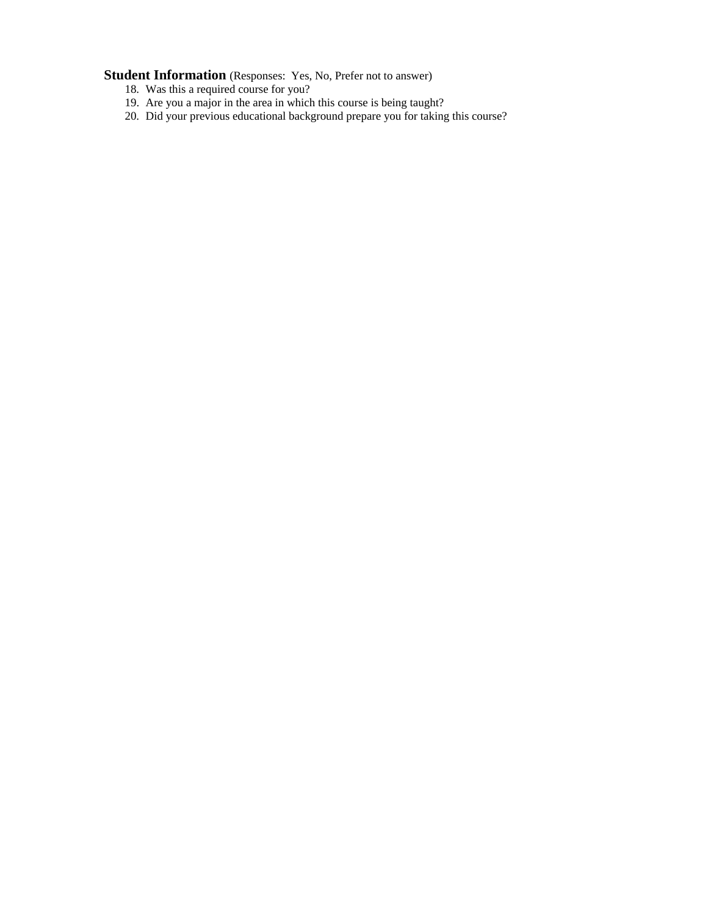**Student Information** (Responses: Yes, No, Prefer not to answer)

18. Was this a required course for you?
19. Are you a major in the area in which this course is being taught?
20. Did your previous educational background prepare you for taking this course?